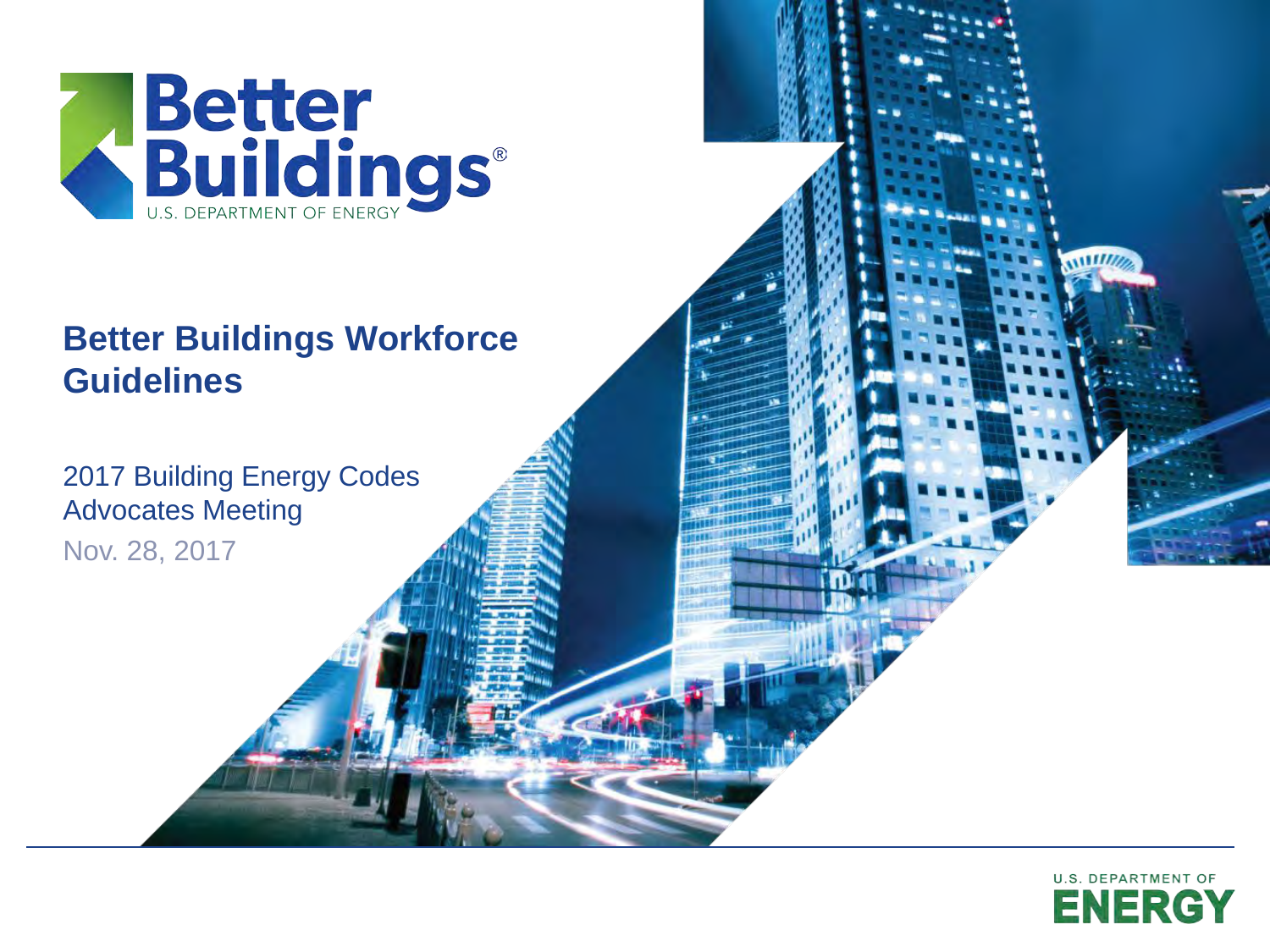# Better Buildings Workforce Guidelines

2017 Building Energy Codes Advocates Meeting

Nov. 28, 2017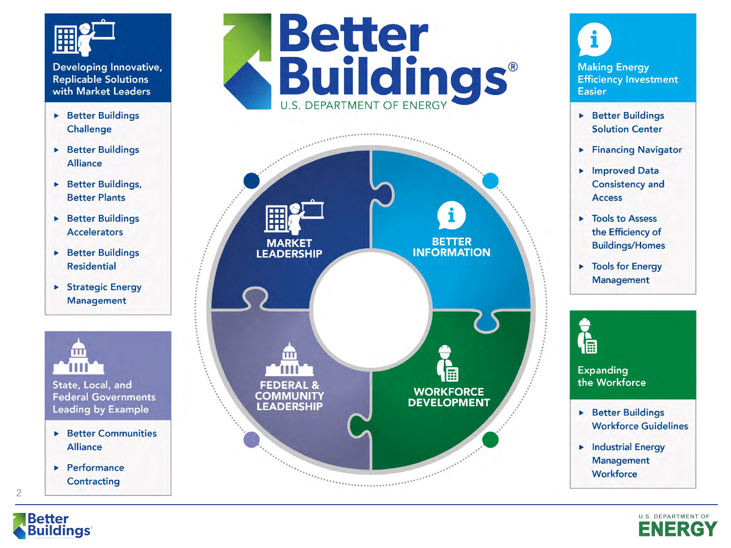# Better Buildings®

U.S. DEPARTMENT OF ENERGY

## Developing Innovative, Replicable Solutions with Market Leaders

- Better Buildings Challenge
- Better Buildings Alliance
- Better Buildings, Better Plants
- Better Buildings Accelerators
- Better Buildings Residential
- Strategic Energy Management

## State, Local, and Federal Governments Leading by Example

- Better Communities Alliance
- Performance Contracting

## Making Energy Efficiency Investment Easier

- Better Buildings Solution Center
- Financing Navigator
- Improved Data Consistency and Access
- Tools to Assess the Efficiency of Buildings/Homes
- Tools for Energy Management

## Expanding the Workforce

- Better Buildings Workforce Guidelines
- Industrial Energy Management Workforce

MARKET LEADERSHIP

BETTER INFORMATION

FEDERAL & COMMUNITY LEADERSHIP

WORKFORCE DEVELOPMENT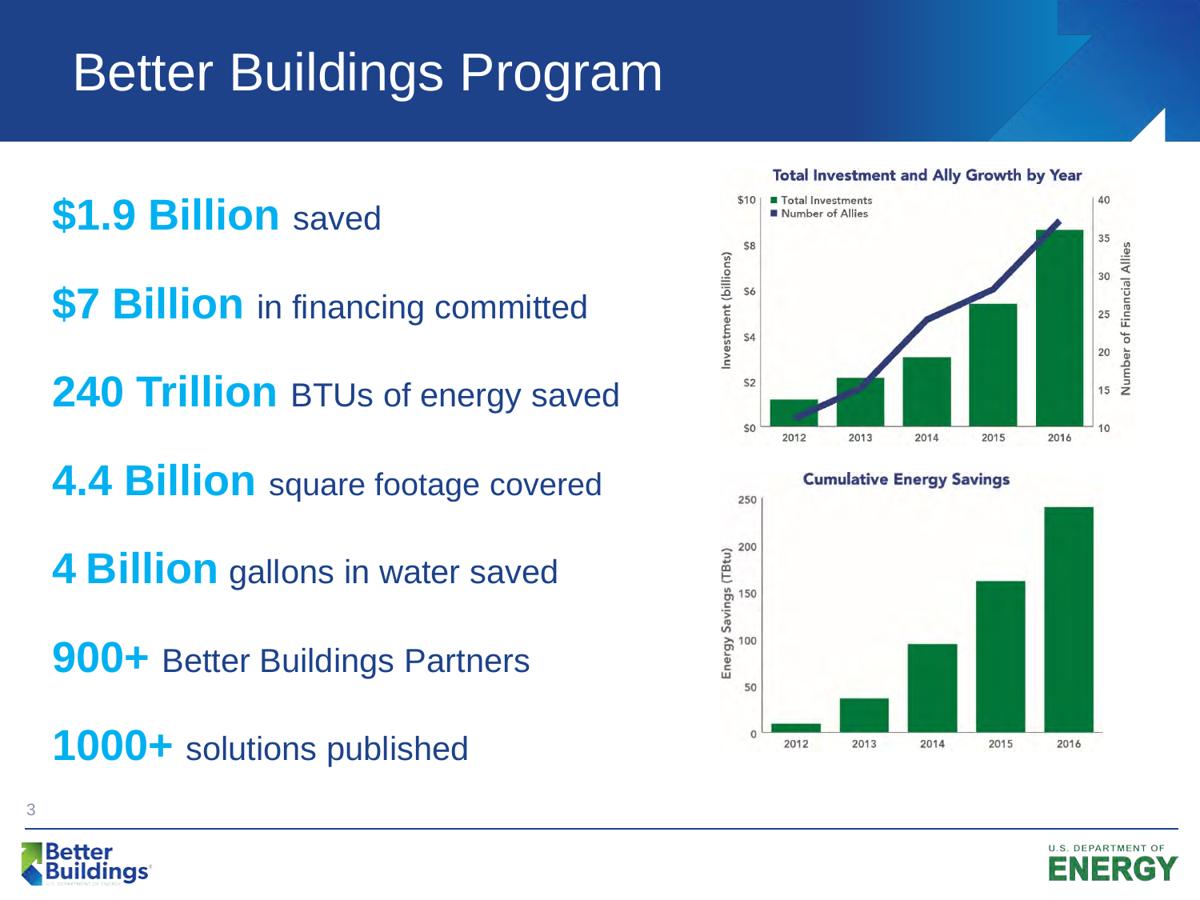# Better Buildings Program

**$1.9 Billion** saved

**$7 Billion** in financing committed

**240 Trillion** BTUs of energy saved

**4.4 Billion** square footage covered

**4 Billion** gallons in water saved

**900+** Better Buildings Partners

**1000+** solutions published

**Total Investment and Ally Growth by Year**

**Cumulative Energy Savings**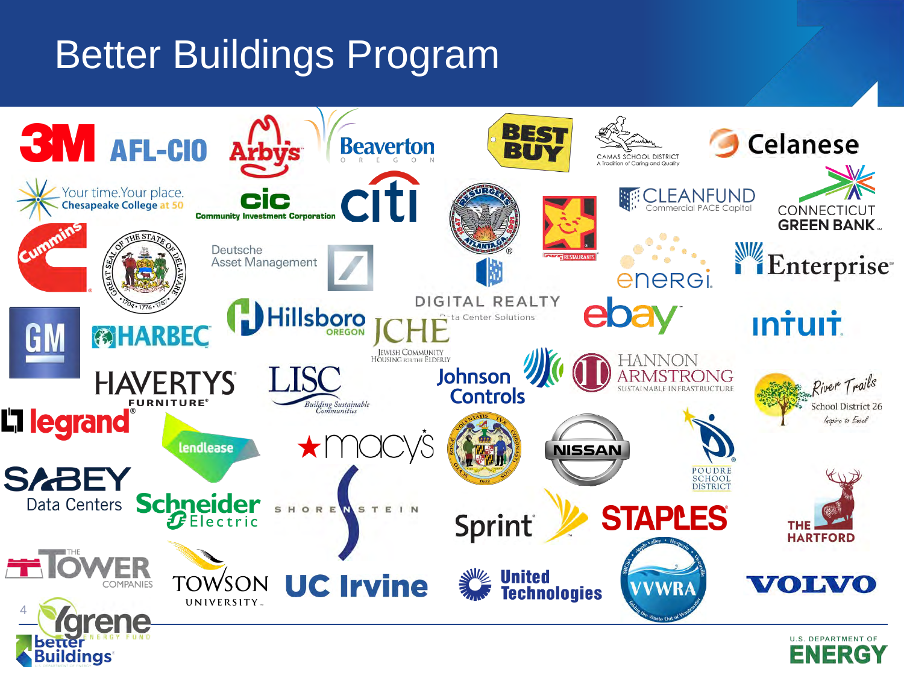# Better Buildings Program

3M
AFL-CIO
Arby's
Beaverton OREGON
BEST BUY
CAMAS SCHOOL DISTRICT A Tradition of Caring and Quality
Celanese
Your time.Your place. Chesapeake College at 50
CIC Community Investment Corporation
citi
CLEANFUND Commercial PACE Capital
CONNECTICUT GREEN BANK
Cummins
Deutsche Asset Management
DIGITAL REALTY Data Center Solutions
enerGi
Enterprise
GM
HARBEC
Hillsboro OREGON
JCHE JEWISH COMMUNITY HOUSING FOR THE ELDERLY
ebay
intuit
HAVERTYS FURNITURE
LISC Building Sustainable Communities
Johnson Controls
HANNON ARMSTRONG SUSTAINABLE INFRASTRUCTURE
River Trails School District 26 Inspire to Excel
legrand
lendlease
macys
NISSAN
POUDRE SCHOOL DISTRICT
SABEY Data Centers
Schneider Electric
SHORENSTEIN
Sprint
STAPLES
THE HARTFORD
THE TOWER COMPANIES
TOWSON UNIVERSITY
UC Irvine
United Technologies
VVWRA
VOLVO
Ygrene ENERGY FUND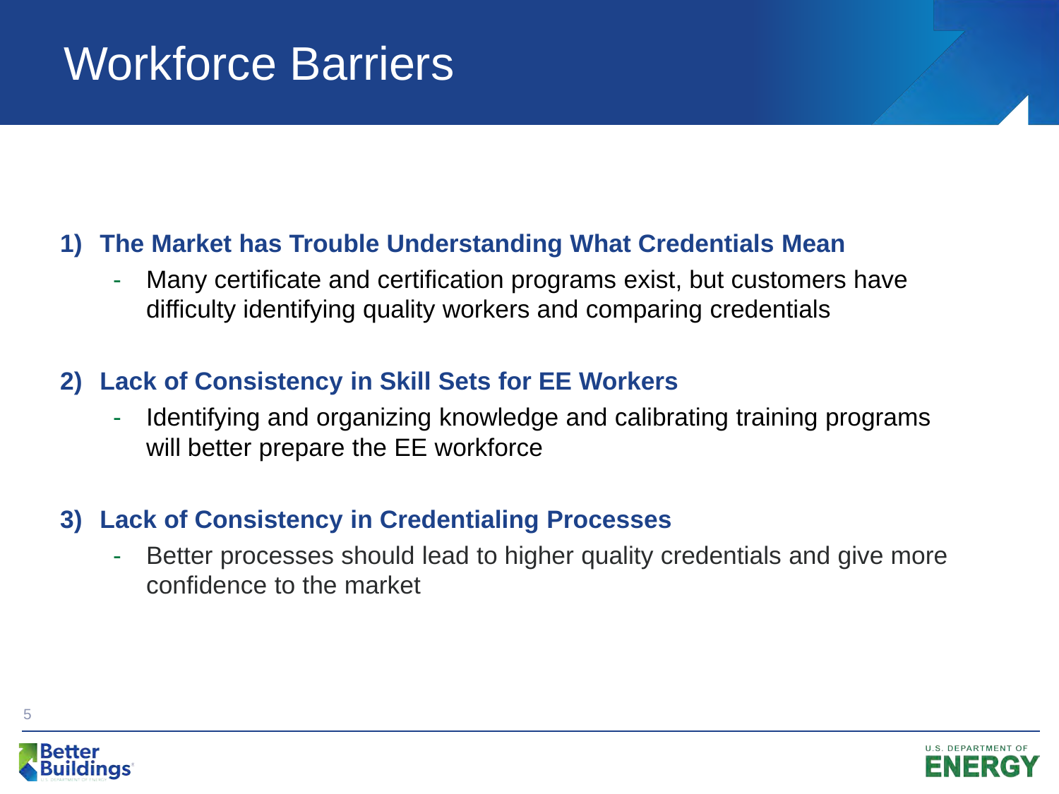# Workforce Barriers

1) **The Market has Trouble Understanding What Credentials Mean**
   - Many certificate and certification programs exist, but customers have difficulty identifying quality workers and comparing credentials

2) **Lack of Consistency in Skill Sets for EE Workers**
   - Identifying and organizing knowledge and calibrating training programs will better prepare the EE workforce

3) **Lack of Consistency in Credentialing Processes**
   - Better processes should lead to higher quality credentials and give more confidence to the market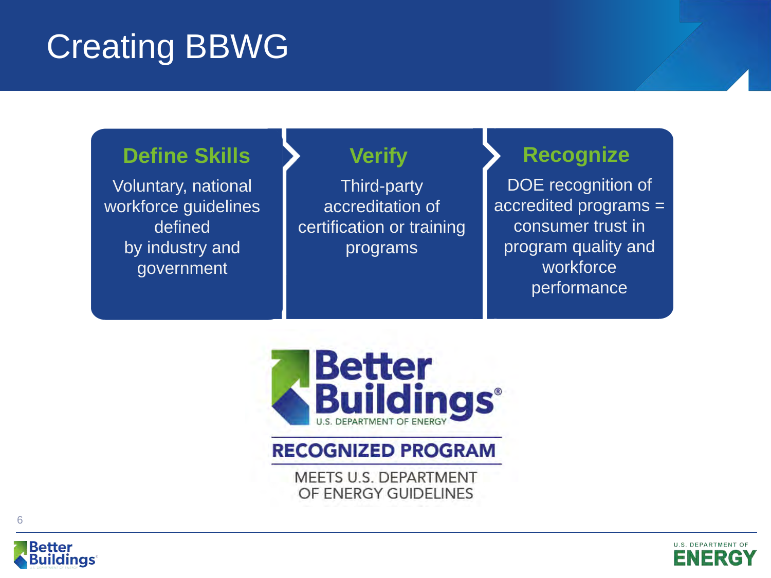# Creating BBWG

**Define Skills**

Voluntary, national workforce guidelines defined by industry and government

**Verify**

Third-party accreditation of certification or training programs

**Recognize**

DOE recognition of accredited programs = consumer trust in program quality and workforce performance

Better Buildings®
U.S. DEPARTMENT OF ENERGY

**RECOGNIZED PROGRAM**

MEETS U.S. DEPARTMENT OF ENERGY GUIDELINES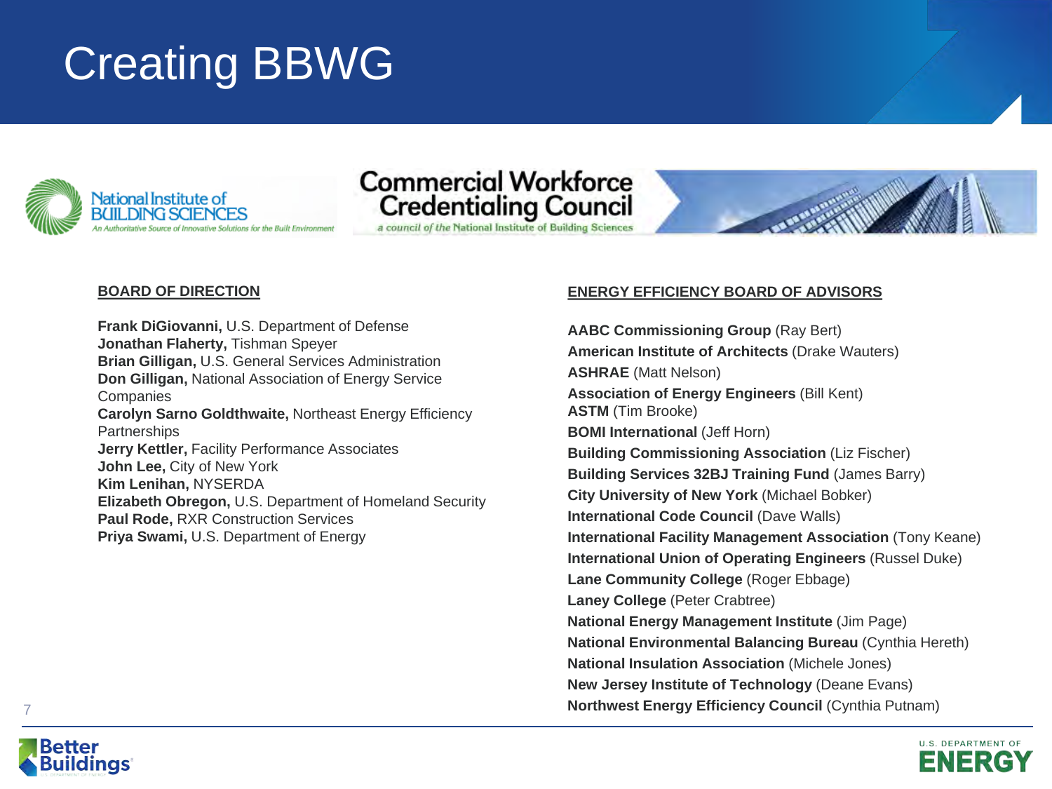# Creating BBWG

National Institute of BUILDING SCIENCES
An Authoritative Source of Innovative Solutions for the Built Environment

Commercial Workforce Credentialing Council
*a council of the National Institute of Building Sciences*

## BOARD OF DIRECTION

**Frank DiGiovanni,** U.S. Department of Defense
**Jonathan Flaherty,** Tishman Speyer
**Brian Gilligan,** U.S. General Services Administration
**Don Gilligan,** National Association of Energy Service Companies
**Carolyn Sarno Goldthwaite,** Northeast Energy Efficiency Partnerships
**Jerry Kettler,** Facility Performance Associates
**John Lee,** City of New York
**Kim Lenihan,** NYSERDA
**Elizabeth Obregon,** U.S. Department of Homeland Security
**Paul Rode,** RXR Construction Services
**Priya Swami,** U.S. Department of Energy

## ENERGY EFFICIENCY BOARD OF ADVISORS

**AABC Commissioning Group** (Ray Bert)
**American Institute of Architects** (Drake Wauters)
**ASHRAE** (Matt Nelson)
**Association of Energy Engineers** (Bill Kent)
**ASTM** (Tim Brooke)
**BOMI International** (Jeff Horn)
**Building Commissioning Association** (Liz Fischer)
**Building Services 32BJ Training Fund** (James Barry)
**City University of New York** (Michael Bobker)
**International Code Council** (Dave Walls)
**International Facility Management Association** (Tony Keane)
**International Union of Operating Engineers** (Russel Duke)
**Lane Community College** (Roger Ebbage)
**Laney College** (Peter Crabtree)
**National Energy Management Institute** (Jim Page)
**National Environmental Balancing Bureau** (Cynthia Hereth)
**National Insulation Association** (Michele Jones)
**New Jersey Institute of Technology** (Deane Evans)
**Northwest Energy Efficiency Council** (Cynthia Putnam)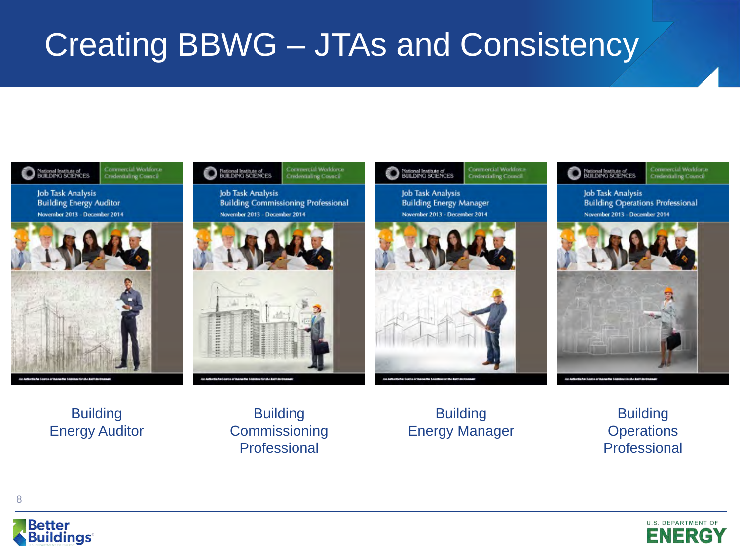# Creating BBWG – JTAs and Consistency

National Institute of BUILDING SCIENCES | Commercial Workforce Credentialing Council

Job Task Analysis
Building Energy Auditor
November 2013 - December 2014

National Institute of BUILDING SCIENCES | Commercial Workforce Credentialing Council

Job Task Analysis
Building Commissioning Professional
November 2013 - December 2014

National Institute of BUILDING SCIENCES | Commercial Workforce Credentialing Council

Job Task Analysis
Building Energy Manager
November 2013 - December 2014

National Institute of BUILDING SCIENCES | Commercial Workforce Credentialing Council

Job Task Analysis
Building Operations Professional
November 2013 - December 2014

Building Energy Auditor

Building Commissioning Professional

Building Energy Manager

Building Operations Professional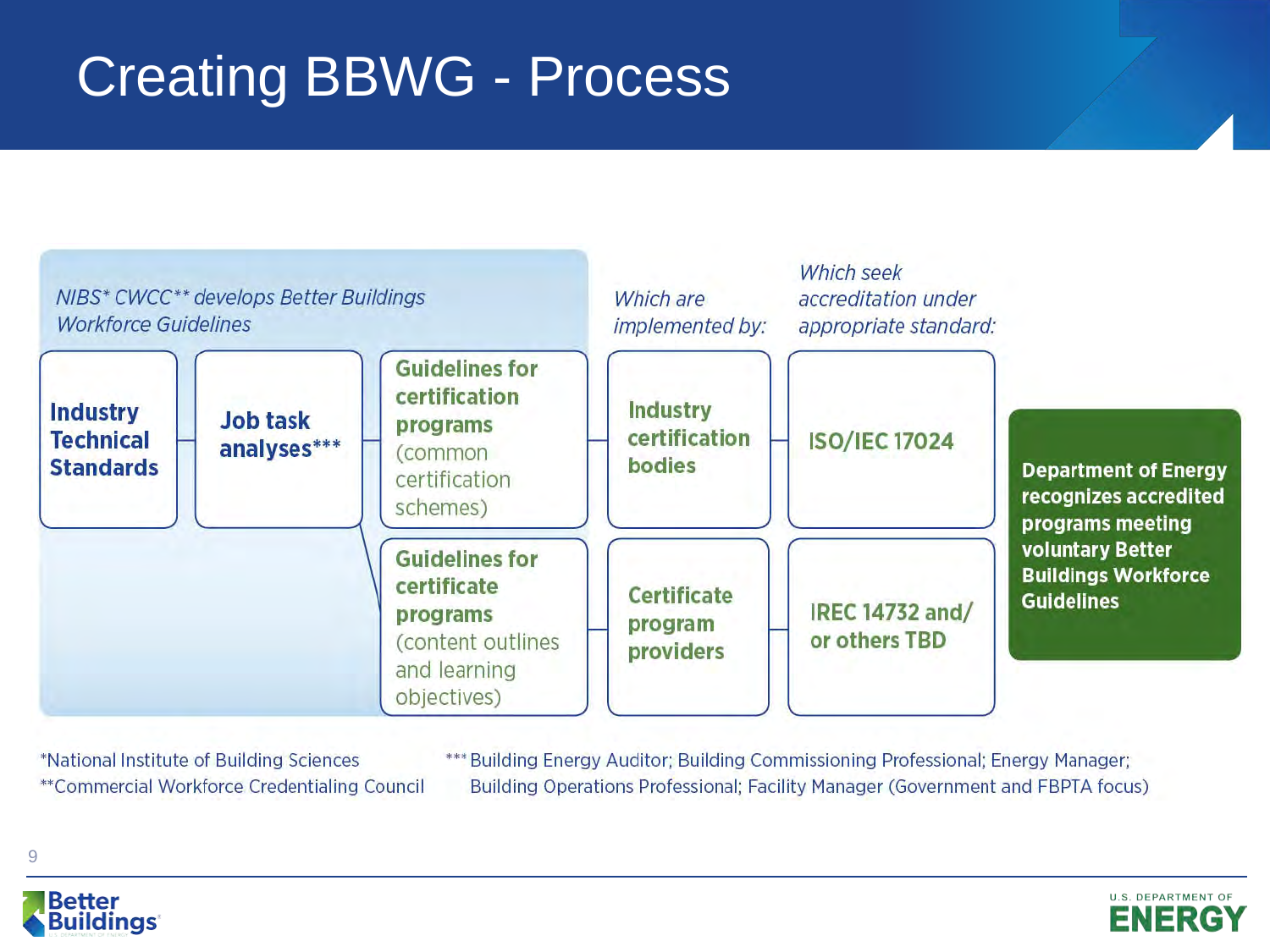# Creating BBWG - Process

*NIBS* CWCC** develops Better Buildings Workforce Guidelines*

**Industry Technical Standards** → **Job task analyses*****

- **Guidelines for certification programs** (common certification schemes)
- **Guidelines for certificate programs** (content outlines and learning objectives)

*Which are implemented by:*

- **Industry certification bodies**
- **Certificate program providers**

*Which seek accreditation under appropriate standard:*

- **ISO/IEC 17024**
- **IREC 14732 and/ or others TBD**

**Department of Energy recognizes accredited programs meeting voluntary Better Buildings Workforce Guidelines**

*National Institute of Building Sciences
**Commercial Workforce Credentialing Council

*** Building Energy Auditor; Building Commissioning Professional; Energy Manager; Building Operations Professional; Facility Manager (Government and FBPTA focus)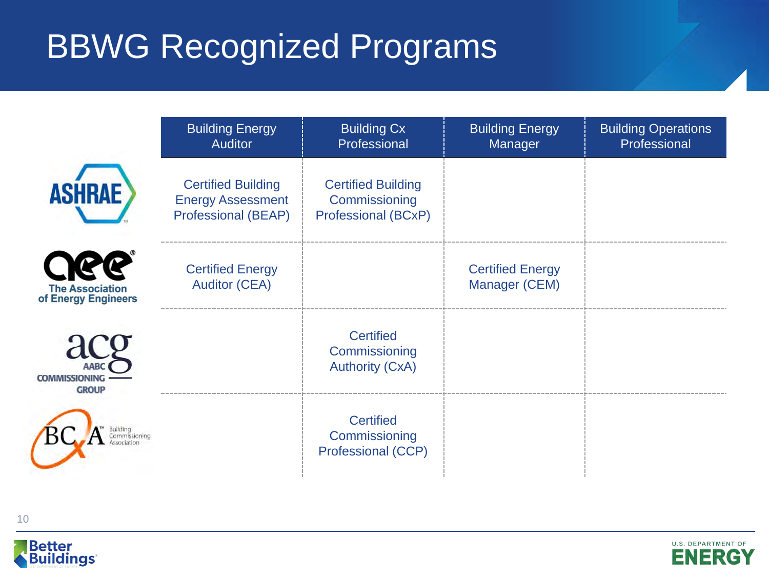# BBWG Recognized Programs

| | Building Energy Auditor | Building Cx Professional | Building Energy Manager | Building Operations Professional |
|---|---|---|---|---|
| ASHRAE | Certified Building Energy Assessment Professional (BEAP) | Certified Building Commissioning Professional (BCxP) | | |
| aee The Association of Energy Engineers | Certified Energy Auditor (CEA) | | Certified Energy Manager (CEM) | |
| acg AABC Commissioning Group | | Certified Commissioning Authority (CxA) | | |
| BCxA Building Commissioning Association | | Certified Commissioning Professional (CCP) | | |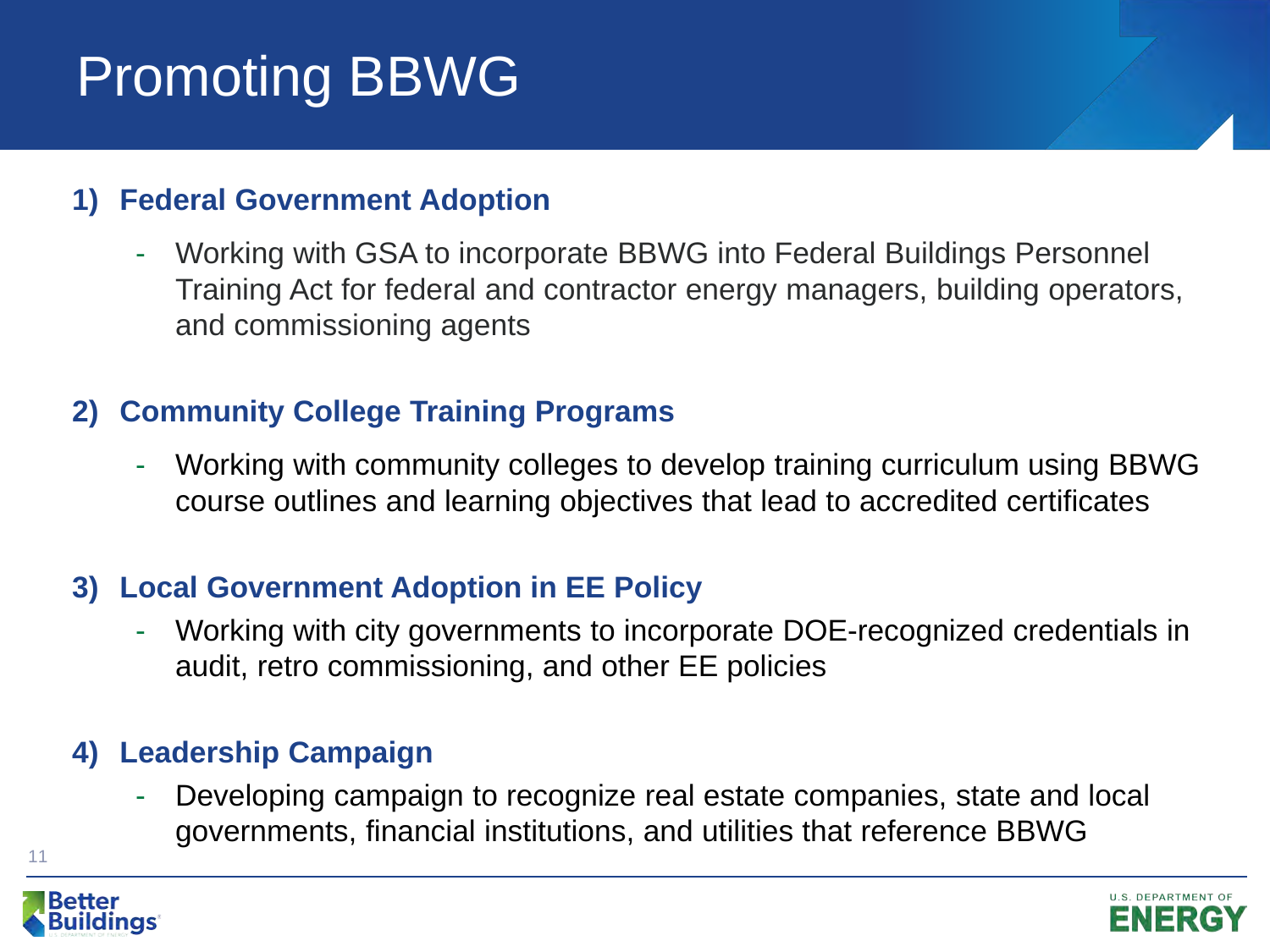# Promoting BBWG

1) **Federal Government Adoption**

   - Working with GSA to incorporate BBWG into Federal Buildings Personnel Training Act for federal and contractor energy managers, building operators, and commissioning agents

2) **Community College Training Programs**

   - Working with community colleges to develop training curriculum using BBWG course outlines and learning objectives that lead to accredited certificates

3) **Local Government Adoption in EE Policy**

   - Working with city governments to incorporate DOE-recognized credentials in audit, retro commissioning, and other EE policies

4) **Leadership Campaign**

   - Developing campaign to recognize real estate companies, state and local governments, financial institutions, and utilities that reference BBWG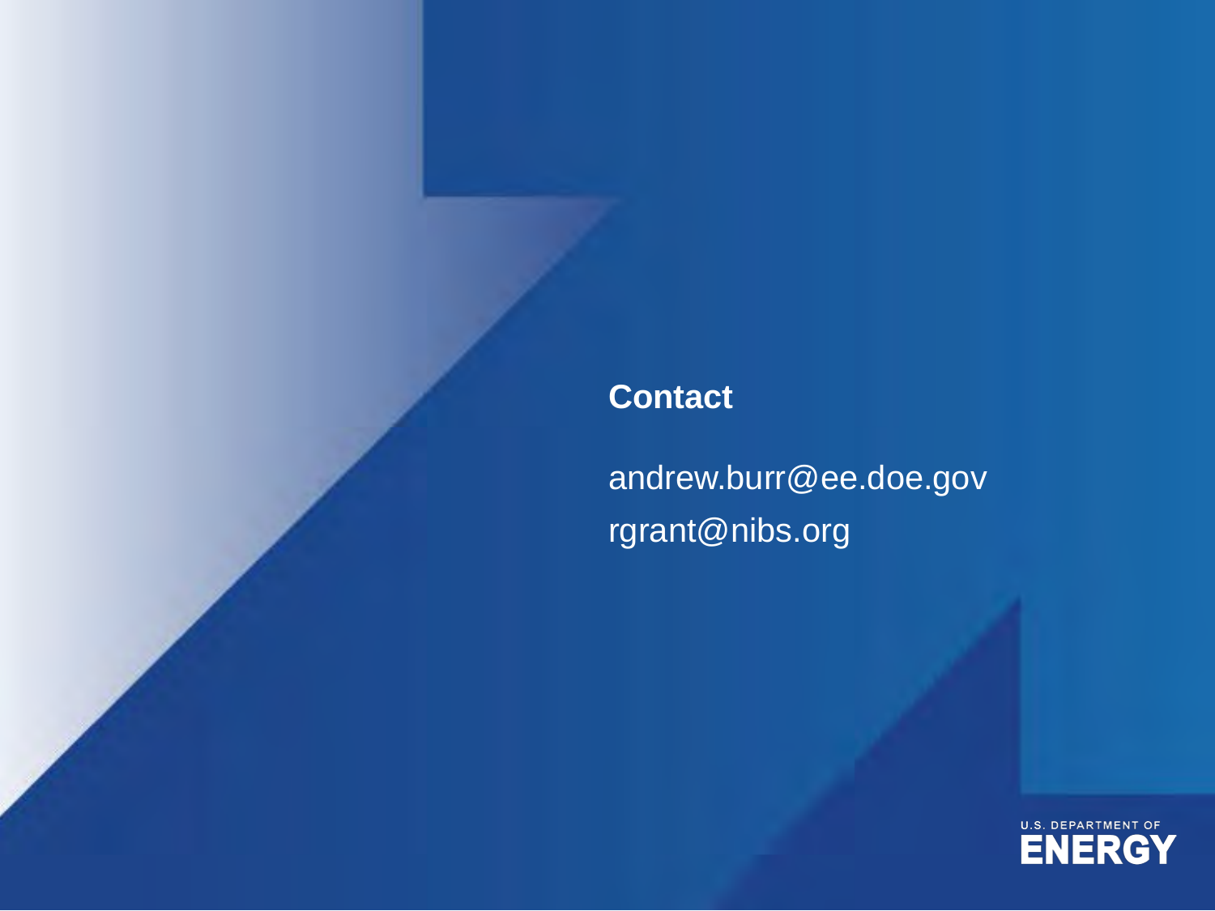**Contact**

andrew.burr@ee.doe.gov
rgrant@nibs.org